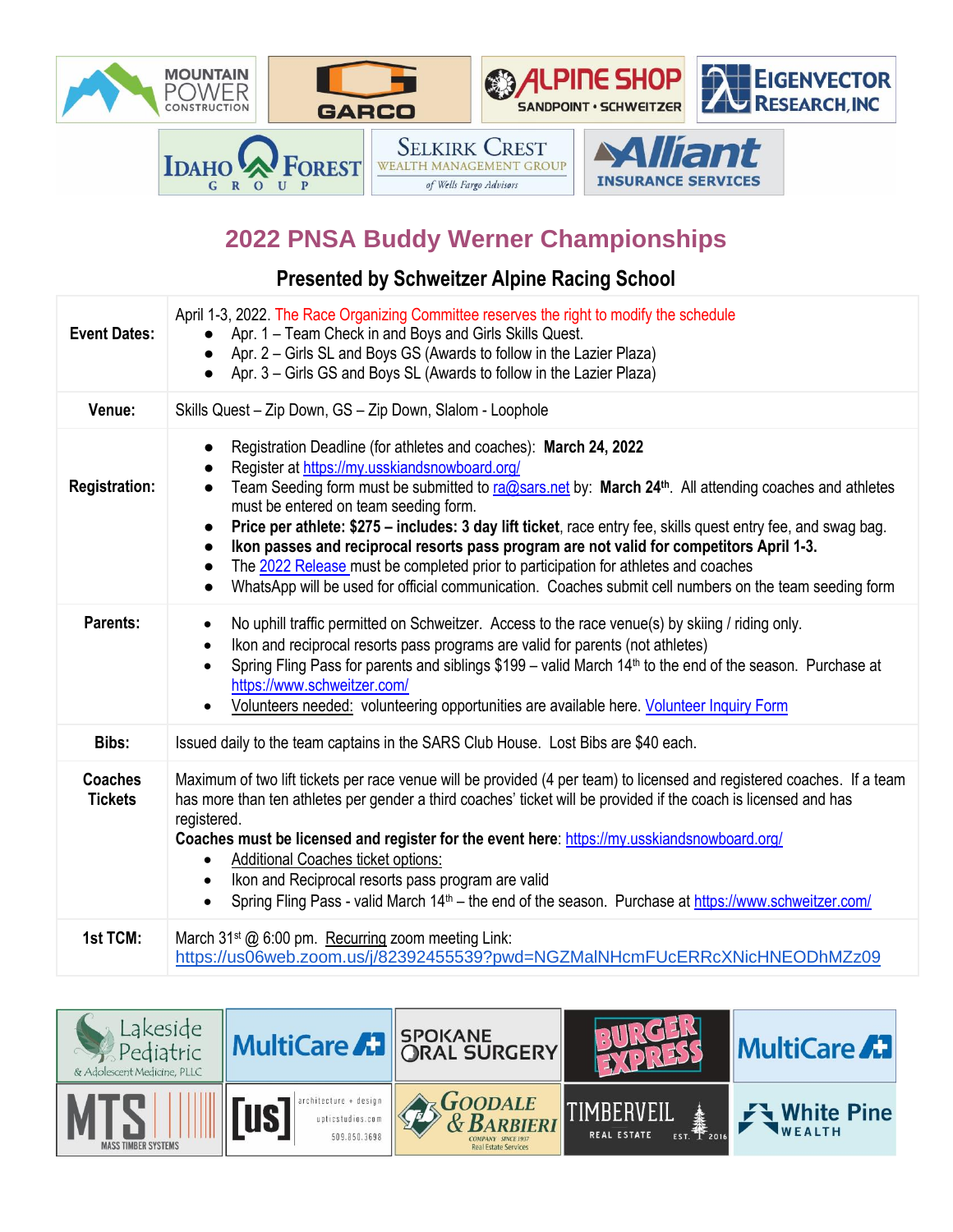# 2022 PNSA Buddy Werner Championships

## Presented by Schweitzer Alpine Racing School

| | |
|---|---|
| **Event Dates:** | April 1-3, 2022. The Race Organizing Committee reserves the right to modify the schedule<br>● Apr. 1 – Team Check in and Boys and Girls Skills Quest.<br>● Apr. 2 – Girls SL and Boys GS (Awards to follow in the Lazier Plaza)<br>● Apr. 3 – Girls GS and Boys SL (Awards to follow in the Lazier Plaza) |
| **Venue:** | Skills Quest – Zip Down, GS – Zip Down, Slalom - Loophole |
| **Registration:** | ● Registration Deadline (for athletes and coaches): **March 24, 2022**<br>● Register at https://my.usskiandsnowboard.org/<br>● Team Seeding form must be submitted to ra@sars.net by: **March 24th**. All attending coaches and athletes must be entered on team seeding form.<br>● **Price per athlete: $275 – includes: 3 day lift ticket**, race entry fee, skills quest entry fee, and swag bag.<br>● **Ikon passes and reciprocal resorts pass program are not valid for competitors April 1-3.**<br>● The 2022 Release must be completed prior to participation for athletes and coaches<br>● WhatsApp will be used for official communication. Coaches submit cell numbers on the team seeding form |
| **Parents:** | ● No uphill traffic permitted on Schweitzer. Access to the race venue(s) by skiing / riding only.<br>● Ikon and reciprocal resorts pass programs are valid for parents (not athletes)<br>● Spring Fling Pass for parents and siblings $199 – valid March 14th to the end of the season. Purchase at https://www.schweitzer.com/<br>● Volunteers needed: volunteering opportunities are available here. Volunteer Inquiry Form |
| **Bibs:** | Issued daily to the team captains in the SARS Club House. Lost Bibs are $40 each. |
| **Coaches Tickets** | Maximum of two lift tickets per race venue will be provided (4 per team) to licensed and registered coaches. If a team has more than ten athletes per gender a third coaches' ticket will be provided if the coach is licensed and has registered.<br>**Coaches must be licensed and register for the event here**: https://my.usskiandsnowboard.org/<br>● Additional Coaches ticket options:<br>● Ikon and Reciprocal resorts pass program are valid<br>● Spring Fling Pass - valid March 14th – the end of the season. Purchase at https://www.schweitzer.com/ |
| **1st TCM:** | March 31st @ 6:00 pm. Recurring zoom meeting Link:<br>https://us06web.zoom.us/j/82392455539?pwd=NGZMalNHcmFUcERRcXNicHNEODhMZz09 |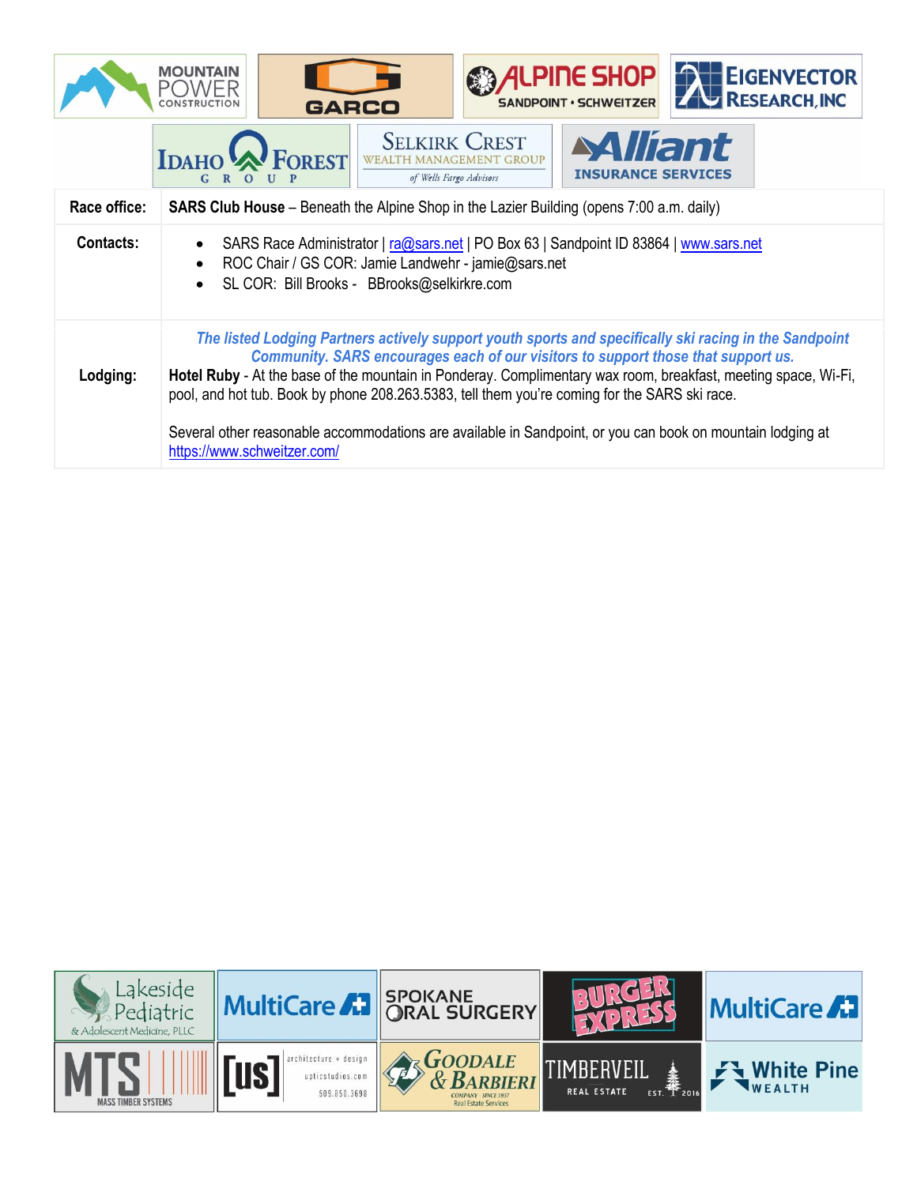| | |
|---|---|
| **Race office:** | **SARS Club House** – Beneath the Alpine Shop in the Lazier Building (opens 7:00 a.m. daily) |
| **Contacts:** | • SARS Race Administrator \| ra@sars.net \| PO Box 63 \| Sandpoint ID 83864 \| www.sars.net<br>• ROC Chair / GS COR: Jamie Landwehr - jamie@sars.net<br>• SL COR: Bill Brooks - BBrooks@selkirkre.com |
| **Lodging:** | *The listed Lodging Partners actively support youth sports and specifically ski racing in the Sandpoint Community. SARS encourages each of our visitors to support those that support us.*<br>**Hotel Ruby** - At the base of the mountain in Ponderay. Complimentary wax room, breakfast, meeting space, Wi-Fi, pool, and hot tub. Book by phone 208.263.5383, tell them you're coming for the SARS ski race.<br><br>Several other reasonable accommodations are available in Sandpoint, or you can book on mountain lodging at https://www.schweitzer.com/ |